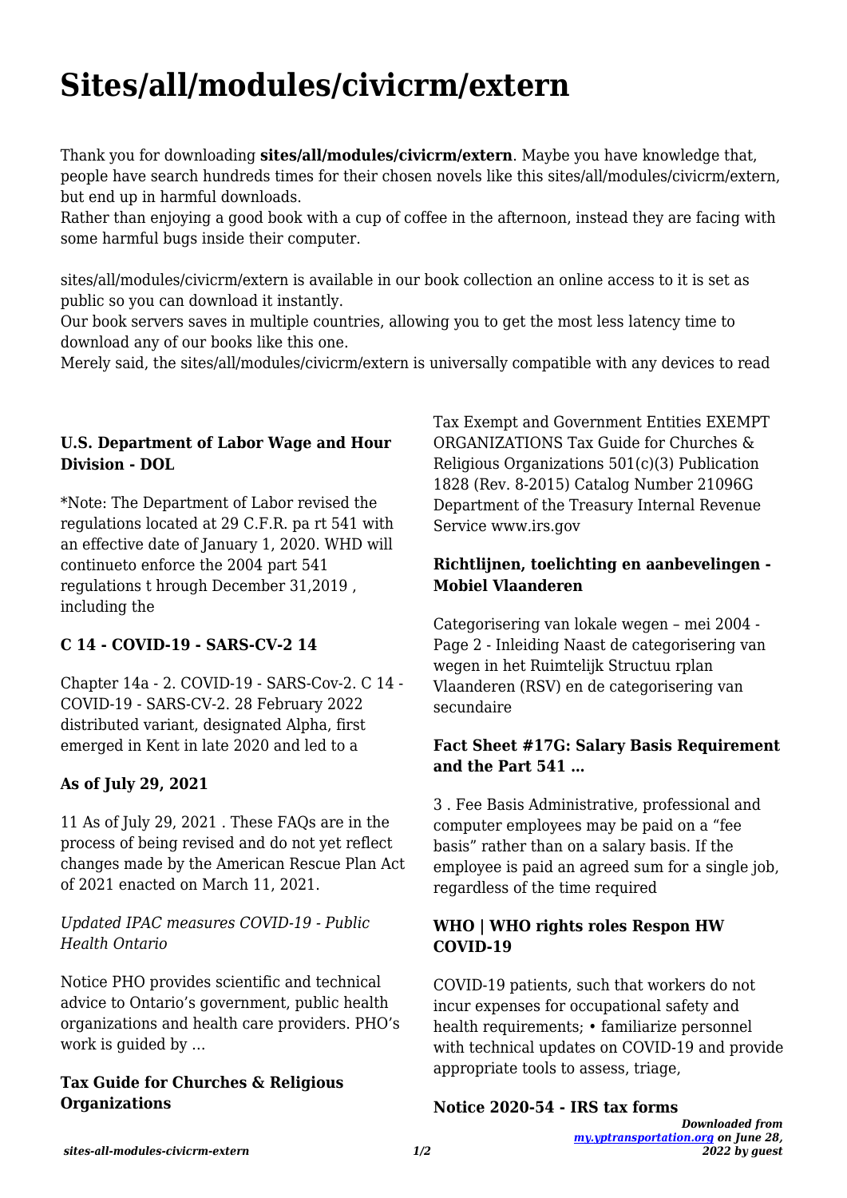# Sites/all/modules/civicrm/extern

Thank you for downloading **sites/all/modules/civicrm/extern**. Maybe you have knowledge that, people have search hundreds times for their chosen novels like this sites/all/modules/civicrm/extern, but end up in harmful downloads.
Rather than enjoying a good book with a cup of coffee in the afternoon, instead they are facing with some harmful bugs inside their computer.

sites/all/modules/civicrm/extern is available in our book collection an online access to it is set as public so you can download it instantly.
Our book servers saves in multiple countries, allowing you to get the most less latency time to download any of our books like this one.
Merely said, the sites/all/modules/civicrm/extern is universally compatible with any devices to read

### U.S. Department of Labor Wage and Hour Division - DOL

*Note: The Department of Labor revised the regulations located at 29 C.F.R. pa rt 541 with an effective date of January 1, 2020. WHD will continueto enforce the 2004 part 541 regulations t hrough December 31,2019 , including the

### C 14 - COVID-19 - SARS-CV-2 14

Chapter 14a - 2. COVID-19 - SARS-Cov-2. C 14 - COVID-19 - SARS-CV-2. 28 February 2022 distributed variant, designated Alpha, first emerged in Kent in late 2020 and led to a

### As of July 29, 2021

11 As of July 29, 2021 . These FAQs are in the process of being revised and do not yet reflect changes made by the American Rescue Plan Act of 2021 enacted on March 11, 2021.

*Updated IPAC measures COVID-19 - Public Health Ontario*

Notice PHO provides scientific and technical advice to Ontario's government, public health organizations and health care providers. PHO's work is guided by …

### Tax Guide for Churches & Religious Organizations

Tax Exempt and Government Entities EXEMPT ORGANIZATIONS Tax Guide for Churches & Religious Organizations 501(c)(3) Publication 1828 (Rev. 8-2015) Catalog Number 21096G Department of the Treasury Internal Revenue Service www.irs.gov

### Richtlijnen, toelichting en aanbevelingen - Mobiel Vlaanderen

Categorisering van lokale wegen – mei 2004 - Page 2 - Inleiding Naast de categorisering van wegen in het Ruimtelijk Structuu rplan Vlaanderen (RSV) en de categorisering van secundaire

### Fact Sheet #17G: Salary Basis Requirement and the Part 541 …

3 . Fee Basis Administrative, professional and computer employees may be paid on a "fee basis" rather than on a salary basis. If the employee is paid an agreed sum for a single job, regardless of the time required

### WHO | WHO rights roles Respon HW COVID-19

COVID-19 patients, such that workers do not incur expenses for occupational safety and health requirements; • familiarize personnel with technical updates on COVID-19 and provide appropriate tools to assess, triage,

### Notice 2020-54 - IRS tax forms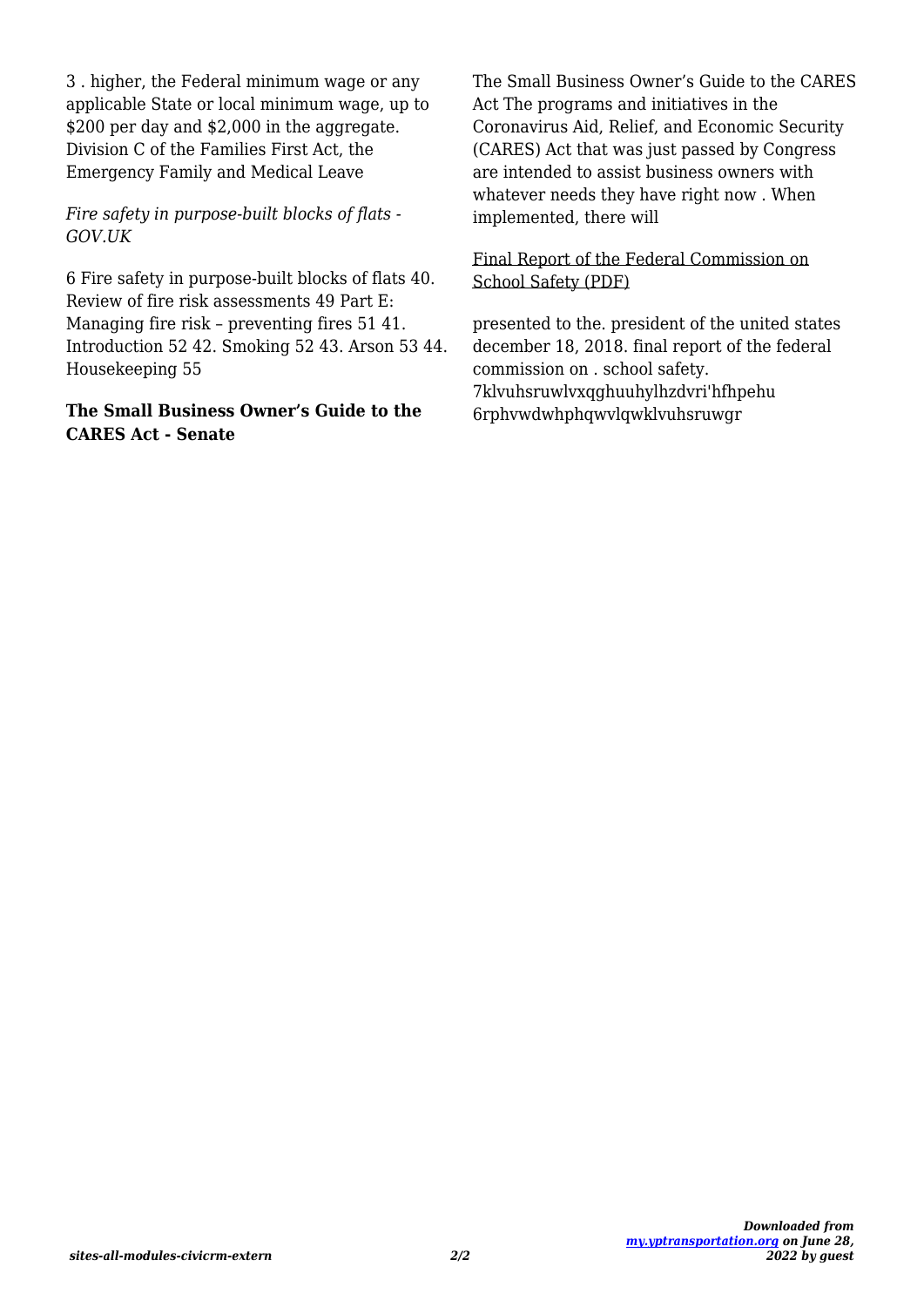3 . higher, the Federal minimum wage or any applicable State or local minimum wage, up to $200 per day and $2,000 in the aggregate. Division C of the Families First Act, the Emergency Family and Medical Leave

*Fire safety in purpose-built blocks of flats - GOV.UK*

6 Fire safety in purpose-built blocks of flats 40. Review of fire risk assessments 49 Part E: Managing fire risk – preventing fires 51 41. Introduction 52 42. Smoking 52 43. Arson 53 44. Housekeeping 55

**The Small Business Owner's Guide to the CARES Act - Senate**

The Small Business Owner's Guide to the CARES Act The programs and initiatives in the Coronavirus Aid, Relief, and Economic Security (CARES) Act that was just passed by Congress are intended to assist business owners with whatever needs they have right now . When implemented, there will

Final Report of the Federal Commission on School Safety (PDF)

presented to the. president of the united states december 18, 2018. final report of the federal commission on . school safety. 7klvuhsruwlvxqghuuhylhzdvri'hfhpehu 6rphvwdwhphqwvlqwklvuhsruwgr